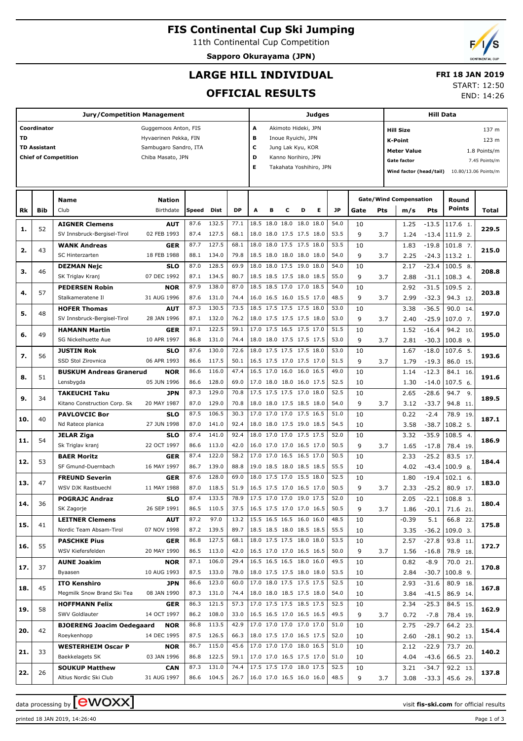# FIS Continental Cup Ski Jumping

11th Continental Cup Competition

**Sapporo Okurayama (JPN)**

## LARGE HILL INDIVIDUAL

## OFFICIAL RESULTS

**FRI 18 JAN 2019**

START: 12:50

END: 14:26

| Jury/Competition Management | | Judges | | Hill Data | |
|---|---|---|---|---|---|
| Coordinator | Guggemoos Anton, FIS | A | Akimoto Hideki, JPN | Hill Size | 137 m |
| TD | Hyvaerinen Pekka, FIN | B | Inoue Ryuichi, JPN | K-Point | 123 m |
| TD Assistant | Sambugaro Sandro, ITA | C | Jung Lak Kyu, KOR | Meter Value | 1.8 Points/m |
| Chief of Competition | Chiba Masato, JPN | D | Kanno Norihiro, JPN | Gate factor | 7.45 Points/m |
| | | E | Takahata Yoshihiro, JPN | Wind factor (head/tail) | 10.80/13.06 Points/m |

| Rk | Bib | Name / Club | Nation / Birthdate | Speed | Dist | DP | A | B | C | D | E | JP | Gate | Pts | m/s | Pts | Round Points | Total |
|---|---|---|---|---|---|---|---|---|---|---|---|---|---|---|---|---|---|---|
| 1. | 52 | **AIGNER Clemens** | **AUT** | 87.6 | 132.5 | 77.1 | 18.5 | 18.0 | 18.0 | 18.0 | 18.0 | 54.0 | 10 | | 1.25 | -13.5 | 117.6 1. | 229.5 |
| | | SV Innsbruck-Bergisel-Tirol | 02 FEB 1993 | 87.4 | 127.5 | 68.1 | 18.0 | 18.0 | 17.5 | 17.5 | 18.0 | 53.5 | 9 | 3.7 | 1.24 | -13.4 | 111.9 2. | |
| 2. | 43 | **WANK Andreas** | **GER** | 87.7 | 127.5 | 68.1 | 18.0 | 18.0 | 17.5 | 17.5 | 18.0 | 53.5 | 10 | | 1.83 | -19.8 | 101.8 7. | 215.0 |
| | | SC Hinterzarten | 18 FEB 1988 | 88.1 | 134.0 | 79.8 | 18.5 | 18.0 | 18.0 | 18.0 | 18.0 | 54.0 | 9 | 3.7 | 2.25 | -24.3 | 113.2 1. | |
| 3. | 46 | **DEZMAN Nejc** | **SLO** | 87.0 | 128.5 | 69.9 | 18.0 | 18.0 | 17.5 | 19.0 | 18.0 | 54.0 | 10 | | 2.17 | -23.4 | 100.5 8. | 208.8 |
| | | SK Triglav Kranj | 07 DEC 1992 | 87.1 | 134.5 | 80.7 | 18.5 | 18.5 | 17.5 | 18.0 | 18.5 | 55.0 | 9 | 3.7 | 2.88 | -31.1 | 108.3 4. | |
| 4. | 57 | **PEDERSEN Robin** | **NOR** | 87.9 | 138.0 | 87.0 | 18.5 | 18.5 | 17.0 | 17.0 | 18.5 | 54.0 | 10 | | 2.92 | -31.5 | 109.5 2. | 203.8 |
| | | Stalkameratene Il | 31 AUG 1996 | 87.6 | 131.0 | 74.4 | 16.0 | 16.5 | 16.0 | 15.5 | 17.0 | 48.5 | 9 | 3.7 | 2.99 | -32.3 | 94.3 12. | |
| 5. | 48 | **HOFER Thomas** | **AUT** | 87.3 | 130.5 | 73.5 | 18.5 | 17.5 | 17.5 | 17.5 | 18.0 | 53.0 | 10 | | 3.38 | -36.5 | 90.0 14. | 197.0 |
| | | SV Innsbruck-Bergisel-Tirol | 28 JAN 1996 | 87.1 | 132.0 | 76.2 | 18.0 | 17.5 | 17.5 | 17.5 | 18.0 | 53.0 | 9 | 3.7 | 2.40 | -25.9 | 107.0 7. | |
| 6. | 49 | **HAMANN Martin** | **GER** | 87.1 | 122.5 | 59.1 | 17.0 | 17.5 | 16.5 | 17.5 | 17.0 | 51.5 | 10 | | 1.52 | -16.4 | 94.2 10. | 195.0 |
| | | SG Nickelhuette Aue | 10 APR 1997 | 86.8 | 131.0 | 74.4 | 18.0 | 18.0 | 17.5 | 17.5 | 17.5 | 53.0 | 9 | 3.7 | 2.81 | -30.3 | 100.8 9. | |
| 7. | 56 | **JUSTIN Rok** | **SLO** | 87.6 | 130.0 | 72.6 | 18.0 | 17.5 | 17.5 | 17.5 | 18.0 | 53.0 | 10 | | 1.67 | -18.0 | 107.6 5. | 193.6 |
| | | SSD Stol Zirovnica | 06 APR 1993 | 86.6 | 117.5 | 50.1 | 16.5 | 17.5 | 17.0 | 17.5 | 17.0 | 51.5 | 9 | 3.7 | 1.79 | -19.3 | 86.0 15. | |
| 8. | 51 | **BUSKUM Andreas Granerud** | **NOR** | 86.6 | 116.0 | 47.4 | 16.5 | 17.0 | 16.0 | 16.0 | 16.5 | 49.0 | 10 | | 1.14 | -12.3 | 84.1 16. | 191.6 |
| | | Lensbygda | 05 JUN 1996 | 86.6 | 128.0 | 69.0 | 17.0 | 18.0 | 18.0 | 16.0 | 17.5 | 52.5 | 10 | | 1.30 | -14.0 | 107.5 6. | |
| 9. | 34 | **TAKEUCHI Taku** | **JPN** | 87.3 | 129.0 | 70.8 | 17.5 | 17.5 | 17.5 | 17.0 | 18.0 | 52.5 | 10 | | 2.65 | -28.6 | 94.7 9. | 189.5 |
| | | Kitano Construction Corp. Sk | 20 MAY 1987 | 87.0 | 129.0 | 70.8 | 18.0 | 18.0 | 17.5 | 18.5 | 18.0 | 54.0 | 9 | 3.7 | 3.12 | -33.7 | 94.8 11. | |
| 10. | 40 | **PAVLOVCIC Bor** | **SLO** | 87.5 | 106.5 | 30.3 | 17.0 | 17.0 | 17.0 | 17.5 | 16.5 | 51.0 | 10 | | 0.22 | -2.4 | 78.9 19. | 187.1 |
| | | Nd Ratece planica | 27 JUN 1998 | 87.0 | 141.0 | 92.4 | 18.0 | 18.0 | 17.5 | 19.0 | 18.5 | 54.5 | 10 | | 3.58 | -38.7 | 108.2 5. | |
| 11. | 54 | **JELAR Ziga** | **SLO** | 87.4 | 141.0 | 92.4 | 18.0 | 17.0 | 17.0 | 17.5 | 17.5 | 52.0 | 10 | | 3.32 | -35.9 | 108.5 4. | 186.9 |
| | | Sk Triglav kranj | 22 OCT 1997 | 86.6 | 113.0 | 42.0 | 16.0 | 17.0 | 17.0 | 16.5 | 17.0 | 50.5 | 9 | 3.7 | 1.65 | -17.8 | 78.4 19. | |
| 12. | 53 | **BAER Moritz** | **GER** | 87.4 | 122.0 | 58.2 | 17.0 | 17.0 | 16.5 | 16.5 | 17.0 | 50.5 | 10 | | 2.33 | -25.2 | 83.5 17. | 184.4 |
| | | SF Gmund-Duernbach | 16 MAY 1997 | 86.7 | 139.0 | 88.8 | 19.0 | 18.5 | 18.0 | 18.5 | 18.5 | 55.5 | 10 | | 4.02 | -43.4 | 100.9 8. | |
| 13. | 47 | **FREUND Severin** | **GER** | 87.6 | 128.0 | 69.0 | 18.0 | 17.5 | 17.0 | 15.5 | 18.0 | 52.5 | 10 | | 1.80 | -19.4 | 102.1 6. | 183.0 |
| | | WSV DJK Rastbuechl | 11 MAY 1988 | 87.0 | 118.5 | 51.9 | 16.5 | 17.5 | 17.0 | 16.5 | 17.0 | 50.5 | 9 | 3.7 | 2.33 | -25.2 | 80.9 17. | |
| 14. | 36 | **POGRAJC Andraz** | **SLO** | 87.4 | 133.5 | 78.9 | 17.5 | 17.0 | 17.0 | 19.0 | 17.5 | 52.0 | 10 | | 2.05 | -22.1 | 108.8 3. | 180.4 |
| | | SK Zagorje | 26 SEP 1991 | 86.5 | 110.5 | 37.5 | 16.5 | 17.5 | 17.0 | 17.0 | 16.5 | 50.5 | 9 | 3.7 | 1.86 | -20.1 | 71.6 21. | |
| 15. | 41 | **LEITNER Clemens** | **AUT** | 87.2 | 97.0 | 13.2 | 15.5 | 16.5 | 16.5 | 16.0 | 16.0 | 48.5 | 10 | | -0.39 | 5.1 | 66.8 22. | 175.8 |
| | | Nordic Team Absam-Tirol | 07 NOV 1998 | 87.2 | 139.5 | 89.7 | 18.5 | 18.5 | 18.0 | 18.5 | 18.5 | 55.5 | 10 | | 3.35 | -36.2 | 109.0 3. | |
| 16. | 55 | **PASCHKE Pius** | **GER** | 86.8 | 127.5 | 68.1 | 18.0 | 17.5 | 17.5 | 18.0 | 18.0 | 53.5 | 10 | | 2.57 | -27.8 | 93.8 11. | 172.7 |
| | | WSV Kiefersfelden | 20 MAY 1990 | 86.5 | 113.0 | 42.0 | 16.5 | 17.0 | 17.0 | 16.5 | 16.5 | 50.0 | 9 | 3.7 | 1.56 | -16.8 | 78.9 18. | |
| 17. | 37 | **AUNE Joakim** | **NOR** | 87.1 | 106.0 | 29.4 | 16.5 | 16.5 | 16.5 | 18.0 | 16.0 | 49.5 | 10 | | 0.82 | -8.9 | 70.0 21. | 170.8 |
| | | Byaasen | 10 AUG 1993 | 87.5 | 133.0 | 78.0 | 18.0 | 17.5 | 17.5 | 18.0 | 18.0 | 53.5 | 10 | | 2.84 | -30.7 | 100.8 9. | |
| 18. | 45 | **ITO Kenshiro** | **JPN** | 86.6 | 123.0 | 60.0 | 17.0 | 18.0 | 17.5 | 17.5 | 17.5 | 52.5 | 10 | | 2.93 | -31.6 | 80.9 18. | 167.8 |
| | | Megmilk Snow Brand Ski Tea | 08 JAN 1990 | 87.3 | 131.0 | 74.4 | 18.0 | 18.0 | 18.5 | 17.5 | 18.0 | 54.0 | 10 | | 3.84 | -41.5 | 86.9 14. | |
| 19. | 58 | **HOFFMANN Felix** | **GER** | 86.3 | 121.5 | 57.3 | 17.0 | 17.5 | 17.5 | 18.5 | 17.5 | 52.5 | 10 | | 2.34 | -25.3 | 84.5 15. | 162.9 |
| | | SWV Goldlauter | 14 OCT 1997 | 86.2 | 108.0 | 33.0 | 16.5 | 16.5 | 17.0 | 16.5 | 16.5 | 49.5 | 9 | 3.7 | 0.72 | -7.8 | 78.4 19. | |
| 20. | 42 | **BJOERENG Joacim Oedegaard** | **NOR** | 86.8 | 113.5 | 42.9 | 17.0 | 17.0 | 17.0 | 17.0 | 17.0 | 51.0 | 10 | | 2.75 | -29.7 | 64.2 23. | 154.4 |
| | | Roeykenhopp | 14 DEC 1995 | 87.5 | 126.5 | 66.3 | 18.0 | 17.5 | 17.0 | 16.5 | 17.5 | 52.0 | 10 | | 2.60 | -28.1 | 90.2 13. | |
| 21. | 33 | **WESTERHEIM Oscar P** | **NOR** | 86.7 | 115.0 | 45.6 | 17.0 | 17.0 | 17.0 | 18.0 | 16.5 | 51.0 | 10 | | 2.12 | -22.9 | 73.7 20. | 140.2 |
| | | Baekkelagets SK | 03 JAN 1996 | 86.8 | 122.5 | 59.1 | 17.0 | 17.0 | 16.5 | 17.5 | 17.0 | 51.0 | 10 | | 4.04 | -43.6 | 66.5 23. | |
| 22. | 26 | **SOUKUP Matthew** | **CAN** | 87.3 | 131.0 | 74.4 | 17.5 | 17.5 | 17.0 | 18.0 | 17.5 | 52.5 | 10 | | 3.21 | -34.7 | 92.2 13. | 137.8 |
| | | Altius Nordic Ski Club | 31 AUG 1997 | 86.6 | 104.5 | 26.7 | 16.0 | 17.0 | 16.5 | 16.0 | 16.0 | 48.5 | 9 | 3.7 | 3.08 | -33.3 | 45.6 29. | |

data processing by ewoxx — visit fis-ski.com for official results

printed 18 JAN 2019, 14:26:40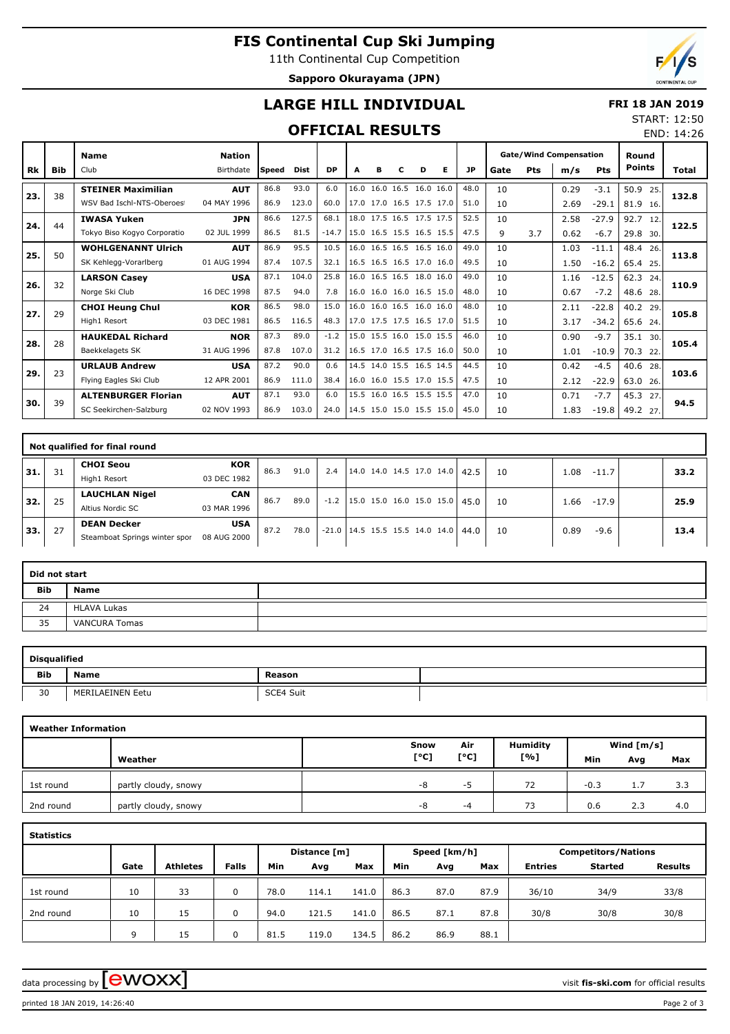# FIS Continental Cup Ski Jumping

11th Continental Cup Competition

**Sapporo Okurayama (JPN)**

## LARGE HILL INDIVIDUAL

## OFFICIAL RESULTS

**FRI 18 JAN 2019**

START: 12:50

END: 14:26

| Rk | Bib | Name / Club | Nation / Birthdate | Speed | Dist | DP | A | B | C | D | E | JP | Gate | Pts | m/s | Pts | Round Points | Total |
|---|---|---|---|---|---|---|---|---|---|---|---|---|---|---|---|---|---|---|
| 23. | 38 | **STEINER Maximilian** | **AUT** | 86.8 | 93.0 | 6.0 | 16.0 | 16.0 | 16.5 | 16.0 | 16.0 | 48.0 | 10 | | 0.29 | -3.1 | 50.9 25. | 132.8 |
| | | WSV Bad Ischl-NTS-Oberoes | 04 MAY 1996 | 86.9 | 123.0 | 60.0 | 17.0 | 17.0 | 16.5 | 17.5 | 17.0 | 51.0 | 10 | | 2.69 | -29.1 | 81.9 16. | |
| 24. | 44 | **IWASA Yuken** | **JPN** | 86.6 | 127.5 | 68.1 | 18.0 | 17.5 | 16.5 | 17.5 | 17.5 | 52.5 | 10 | | 2.58 | -27.9 | 92.7 12. | 122.5 |
| | | Tokyo Biso Kogyo Corporatio | 02 JUL 1999 | 86.5 | 81.5 | -14.7 | 15.0 | 16.5 | 15.5 | 16.5 | 15.5 | 47.5 | 9 | 3.7 | 0.62 | -6.7 | 29.8 30. | |
| 25. | 50 | **WOHLGENANNT Ulrich** | **AUT** | 86.9 | 95.5 | 10.5 | 16.0 | 16.5 | 16.5 | 16.5 | 16.0 | 49.0 | 10 | | 1.03 | -11.1 | 48.4 26. | 113.8 |
| | | SK Kehlegg-Vorarlberg | 01 AUG 1994 | 87.4 | 107.5 | 32.1 | 16.5 | 16.5 | 16.5 | 17.0 | 16.0 | 49.5 | 10 | | 1.50 | -16.2 | 65.4 25. | |
| 26. | 32 | **LARSON Casey** | **USA** | 87.1 | 104.0 | 25.8 | 16.0 | 16.5 | 16.5 | 18.0 | 16.0 | 49.0 | 10 | | 1.16 | -12.5 | 62.3 24. | 110.9 |
| | | Norge Ski Club | 16 DEC 1998 | 87.5 | 94.0 | 7.8 | 16.0 | 16.0 | 16.0 | 16.5 | 15.0 | 48.0 | 10 | | 0.67 | -7.2 | 48.6 28. | |
| 27. | 29 | **CHOI Heung Chul** | **KOR** | 86.5 | 98.0 | 15.0 | 16.0 | 16.0 | 16.5 | 16.0 | 16.0 | 48.0 | 10 | | 2.11 | -22.8 | 40.2 29. | 105.8 |
| | | High1 Resort | 03 DEC 1981 | 86.5 | 116.5 | 48.3 | 17.0 | 17.5 | 17.5 | 16.5 | 17.0 | 51.5 | 10 | | 3.17 | -34.2 | 65.6 24. | |
| 28. | 28 | **HAUKEDAL Richard** | **NOR** | 87.3 | 89.0 | -1.2 | 15.0 | 15.5 | 16.0 | 15.0 | 15.5 | 46.0 | 10 | | 0.90 | -9.7 | 35.1 30. | 105.4 |
| | | Baekkelagets SK | 31 AUG 1996 | 87.8 | 107.0 | 31.2 | 16.5 | 17.0 | 16.5 | 17.5 | 16.0 | 50.0 | 10 | | 1.01 | -10.9 | 70.3 22. | |
| 29. | 23 | **URLAUB Andrew** | **USA** | 87.2 | 90.0 | 0.6 | 14.5 | 14.0 | 15.5 | 16.5 | 14.5 | 44.5 | 10 | | 0.42 | -4.5 | 40.6 28. | 103.6 |
| | | Flying Eagles Ski Club | 12 APR 2001 | 86.9 | 111.0 | 38.4 | 16.0 | 16.0 | 15.5 | 17.0 | 15.5 | 47.5 | 10 | | 2.12 | -22.9 | 63.0 26. | |
| 30. | 39 | **ALTENBURGER Florian** | **AUT** | 87.1 | 93.0 | 6.0 | 15.5 | 16.0 | 16.5 | 15.5 | 15.5 | 47.0 | 10 | | 0.71 | -7.7 | 45.3 27. | 94.5 |
| | | SC Seekirchen-Salzburg | 02 NOV 1993 | 86.9 | 103.0 | 24.0 | 14.5 | 15.0 | 15.0 | 15.5 | 15.0 | 45.0 | 10 | | 1.83 | -19.8 | 49.2 27. | |

**Not qualified for final round**

| Rk | Bib | Name / Club | Nation / Birthdate | Speed | Dist | DP | A | B | C | D | E | JP | Gate | Pts | m/s | Pts | Round Points | Total |
|---|---|---|---|---|---|---|---|---|---|---|---|---|---|---|---|---|---|---|
| 31. | 31 | **CHOI Seou** / High1 Resort | **KOR** / 03 DEC 1982 | 86.3 | 91.0 | 2.4 | 14.0 | 14.0 | 14.5 | 17.0 | 14.0 | 42.5 | 10 | | 1.08 | -11.7 | | 33.2 |
| 32. | 25 | **LAUCHLAN Nigel** / Altius Nordic SC | **CAN** / 03 MAR 1996 | 86.7 | 89.0 | -1.2 | 15.0 | 15.0 | 16.0 | 15.0 | 15.0 | 45.0 | 10 | | 1.66 | -17.9 | | 25.9 |
| 33. | 27 | **DEAN Decker** / Steamboat Springs winter spor | **USA** / 08 AUG 2000 | 87.2 | 78.0 | -21.0 | 14.5 | 15.5 | 15.5 | 14.0 | 14.0 | 44.0 | 10 | | 0.89 | -9.6 | | 13.4 |

**Did not start**

| Bib | Name |
|---|---|
| 24 | HLAVA Lukas |
| 35 | VANCURA Tomas |

**Disqualified**

| Bib | Name | Reason |
|---|---|---|
| 30 | MERILAEINEN Eetu | SCE4 Suit |

**Weather Information**

| | Weather | Snow [°C] | Air [°C] | Humidity [%] | Wind [m/s] Min | Avg | Max |
|---|---|---|---|---|---|---|---|
| 1st round | partly cloudy, snowy | -8 | -5 | 72 | -0.3 | 1.7 | 3.3 |
| 2nd round | partly cloudy, snowy | -8 | -4 | 73 | 0.6 | 2.3 | 4.0 |

**Statistics**

| | Gate | Athletes | Falls | Distance [m] Min | Avg | Max | Speed [km/h] Min | Avg | Max | Competitors/Nations Entries | Started | Results |
|---|---|---|---|---|---|---|---|---|---|---|---|---|
| 1st round | 10 | 33 | 0 | 78.0 | 114.1 | 141.0 | 86.3 | 87.0 | 87.9 | 36/10 | 34/9 | 33/8 |
| 2nd round | 10 | 15 | 0 | 94.0 | 121.5 | 141.0 | 86.5 | 87.1 | 87.8 | 30/8 | 30/8 | 30/8 |
| | 9 | 15 | 0 | 81.5 | 119.0 | 134.5 | 86.2 | 86.9 | 88.1 | | | |

data processing by ewoxx — visit **fis-ski.com** for official results

printed 18 JAN 2019, 14:26:40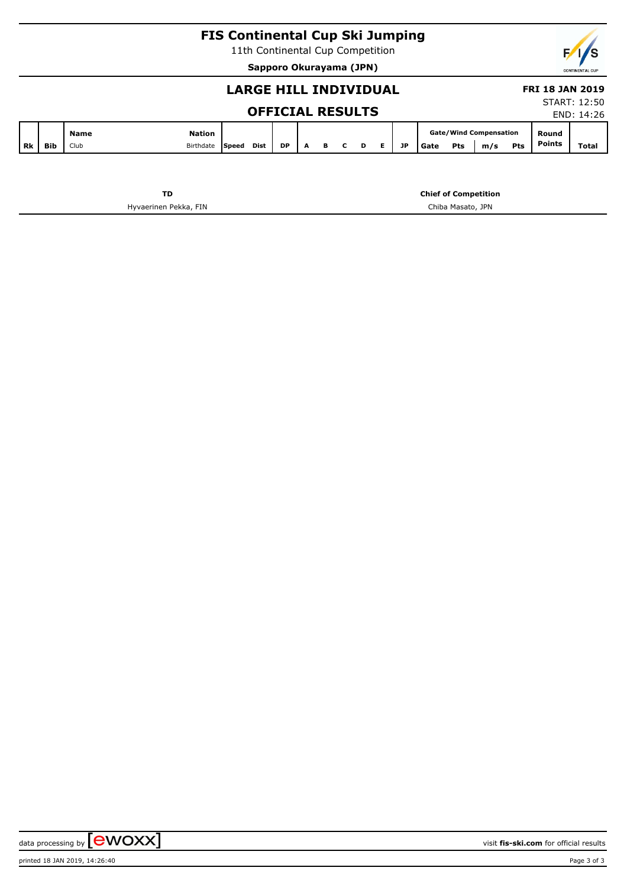# FIS Continental Cup Ski Jumping

11th Continental Cup Competition

**Sapporo Okurayama (JPN)**

## LARGE HILL INDIVIDUAL

**FRI 18 JAN 2019**

START: 12:50

END: 14:26

## OFFICIAL RESULTS

| Rk | Bib | Name / Club | Nation / Birthdate | Speed | Dist | DP | A | B | C | D | E | JP | Gate/Wind Compensation Gate | Gate/Wind Compensation Pts | Gate/Wind Compensation m/s | Gate/Wind Compensation Pts | Round Points | Total |
|---|---|---|---|---|---|---|---|---|---|---|---|---|---|---|---|---|---|---|

**TD**
Hyvaerinen Pekka, FIN

**Chief of Competition**
Chiba Masato, JPN

data processing by [ewoxx]

visit **fis-ski.com** for official results

printed 18 JAN 2019, 14:26:40